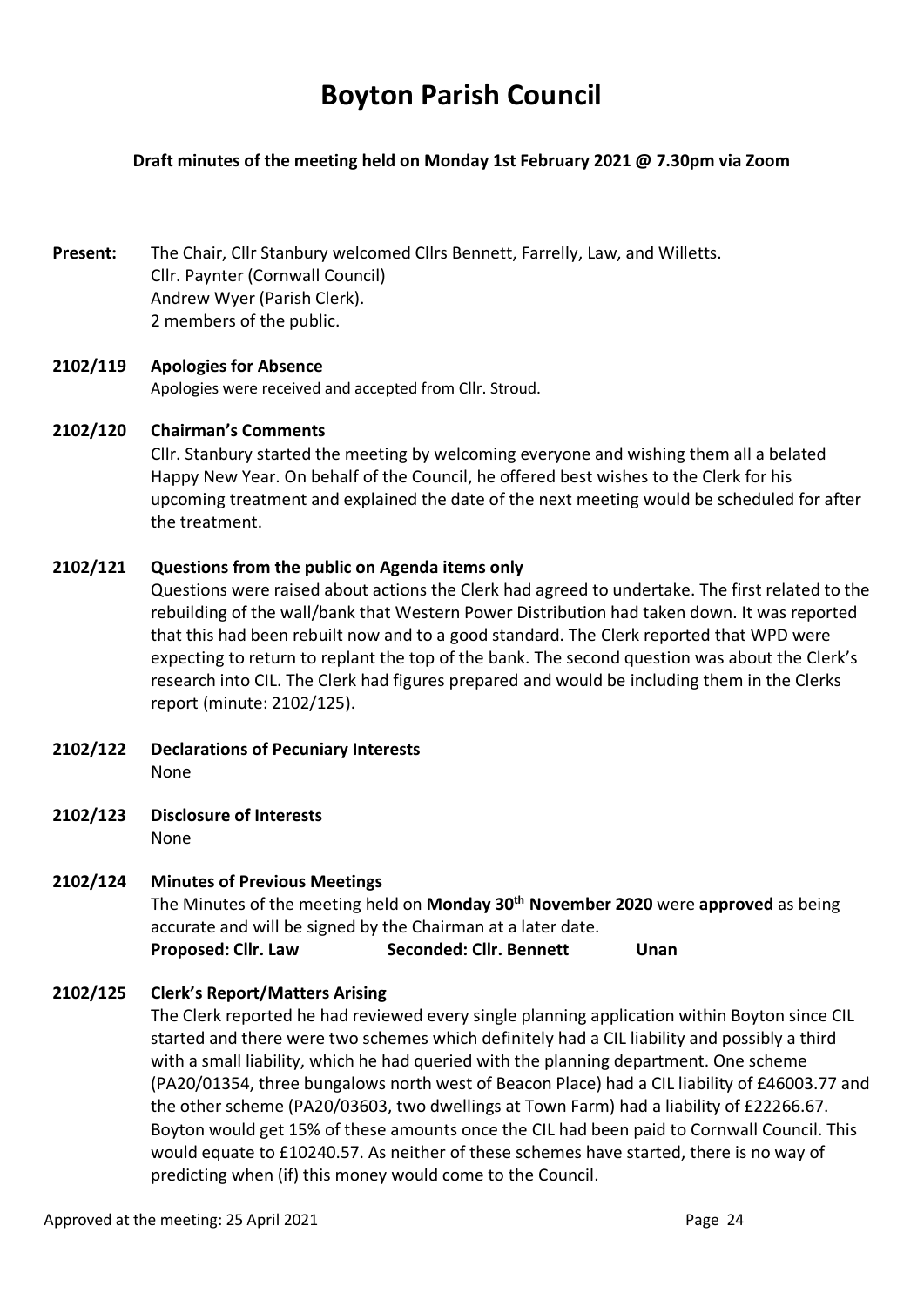# Boyton Parish Council

**Draft minutes of the meeting held on Monday 1st February 2021 @ 7.30pm via Zoom**

**Present:** The Chair, Cllr Stanbury welcomed Cllrs Bennett, Farrelly, Law, and Willetts.
Cllr. Paynter (Cornwall Council)
Andrew Wyer (Parish Clerk).
2 members of the public.

**2102/119 Apologies for Absence**

Apologies were received and accepted from Cllr. Stroud.

**2102/120 Chairman's Comments**

Cllr. Stanbury started the meeting by welcoming everyone and wishing them all a belated Happy New Year. On behalf of the Council, he offered best wishes to the Clerk for his upcoming treatment and explained the date of the next meeting would be scheduled for after the treatment.

**2102/121 Questions from the public on Agenda items only**

Questions were raised about actions the Clerk had agreed to undertake. The first related to the rebuilding of the wall/bank that Western Power Distribution had taken down. It was reported that this had been rebuilt now and to a good standard. The Clerk reported that WPD were expecting to return to replant the top of the bank. The second question was about the Clerk's research into CIL. The Clerk had figures prepared and would be including them in the Clerks report (minute: 2102/125).

**2102/122 Declarations of Pecuniary Interests**

None

**2102/123 Disclosure of Interests**

None

**2102/124 Minutes of Previous Meetings**

The Minutes of the meeting held on **Monday 30th November 2020** were **approved** as being accurate and will be signed by the Chairman at a later date.

**Proposed: Cllr. Law** **Seconded: Cllr. Bennett** **Unan**

**2102/125 Clerk's Report/Matters Arising**

The Clerk reported he had reviewed every single planning application within Boyton since CIL started and there were two schemes which definitely had a CIL liability and possibly a third with a small liability, which he had queried with the planning department. One scheme (PA20/01354, three bungalows north west of Beacon Place) had a CIL liability of £46003.77 and the other scheme (PA20/03603, two dwellings at Town Farm) had a liability of £22266.67. Boyton would get 15% of these amounts once the CIL had been paid to Cornwall Council. This would equate to £10240.57. As neither of these schemes have started, there is no way of predicting when (if) this money would come to the Council.

Approved at the meeting: 25 April 2021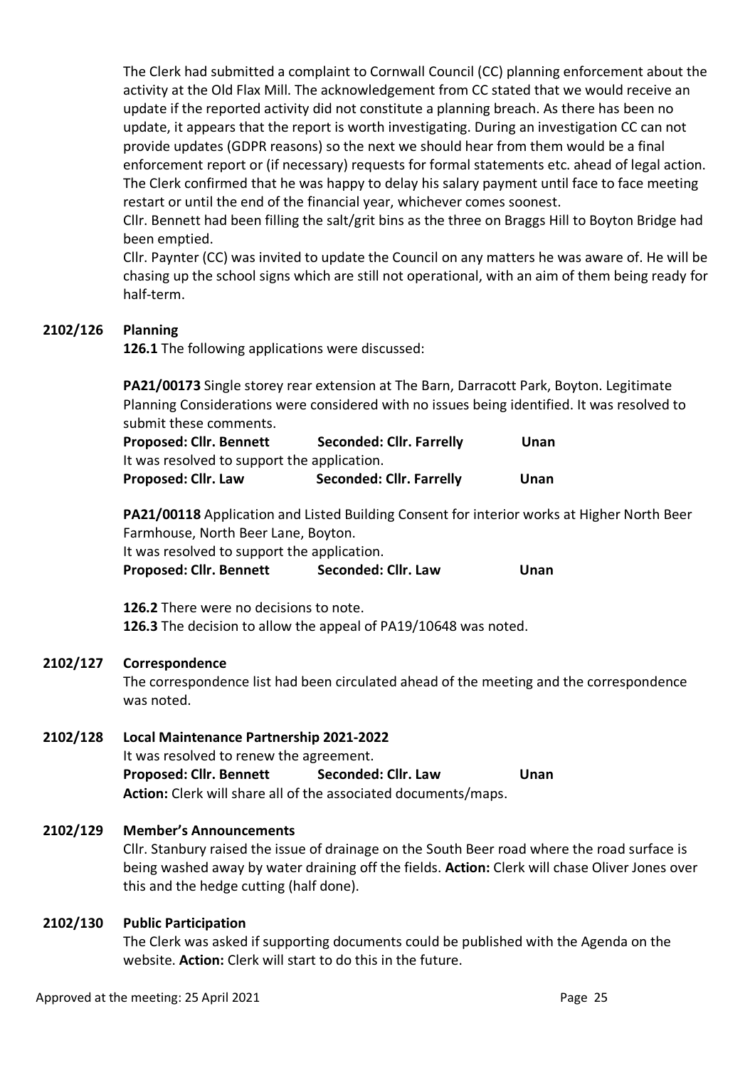The Clerk had submitted a complaint to Cornwall Council (CC) planning enforcement about the activity at the Old Flax Mill. The acknowledgement from CC stated that we would receive an update if the reported activity did not constitute a planning breach. As there has been no update, it appears that the report is worth investigating. During an investigation CC can not provide updates (GDPR reasons) so the next we should hear from them would be a final enforcement report or (if necessary) requests for formal statements etc. ahead of legal action. The Clerk confirmed that he was happy to delay his salary payment until face to face meeting restart or until the end of the financial year, whichever comes soonest.

Cllr. Bennett had been filling the salt/grit bins as the three on Braggs Hill to Boyton Bridge had been emptied.

Cllr. Paynter (CC) was invited to update the Council on any matters he was aware of. He will be chasing up the school signs which are still not operational, with an aim of them being ready for half-term.

## 2102/126 Planning

**126.1** The following applications were discussed:

**PA21/00173** Single storey rear extension at The Barn, Darracott Park, Boyton. Legitimate Planning Considerations were considered with no issues being identified. It was resolved to submit these comments.

**Proposed: Cllr. Bennett** **Seconded: Cllr. Farrelly** **Unan**

It was resolved to support the application.

**Proposed: Cllr. Law** **Seconded: Cllr. Farrelly** **Unan**

**PA21/00118** Application and Listed Building Consent for interior works at Higher North Beer Farmhouse, North Beer Lane, Boyton.

It was resolved to support the application.

**Proposed: Cllr. Bennett** **Seconded: Cllr. Law** **Unan**

**126.2** There were no decisions to note.

**126.3** The decision to allow the appeal of PA19/10648 was noted.

## 2102/127 Correspondence

The correspondence list had been circulated ahead of the meeting and the correspondence was noted.

## 2102/128 Local Maintenance Partnership 2021-2022

It was resolved to renew the agreement.

**Proposed: Cllr. Bennett** **Seconded: Cllr. Law** **Unan**

**Action:** Clerk will share all of the associated documents/maps.

## 2102/129 Member's Announcements

Cllr. Stanbury raised the issue of drainage on the South Beer road where the road surface is being washed away by water draining off the fields. **Action:** Clerk will chase Oliver Jones over this and the hedge cutting (half done).

## 2102/130 Public Participation

The Clerk was asked if supporting documents could be published with the Agenda on the website. **Action:** Clerk will start to do this in the future.

Approved at the meeting: 25 April 2021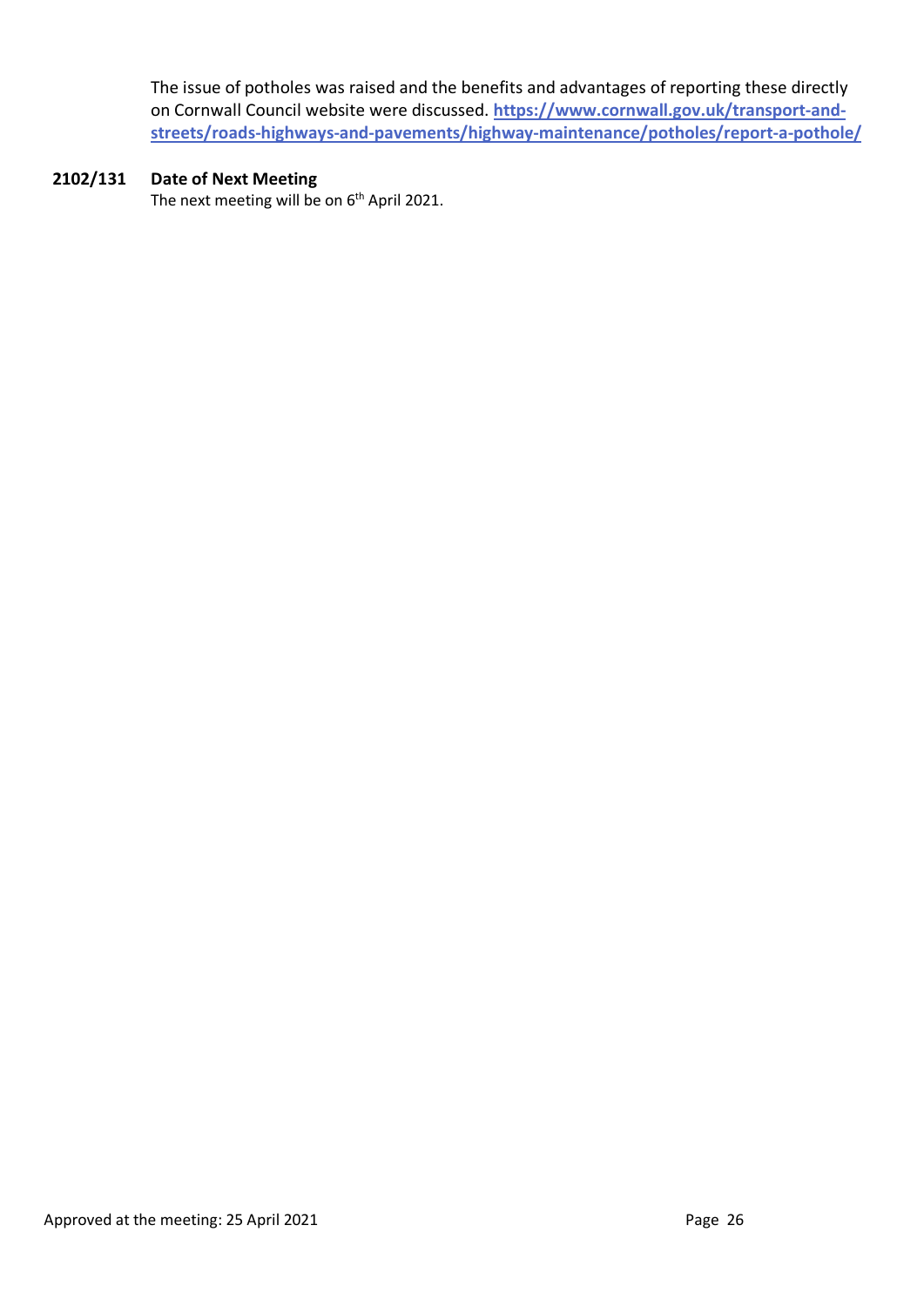The issue of potholes was raised and the benefits and advantages of reporting these directly on Cornwall Council website were discussed. **https://www.cornwall.gov.uk/transport-and-streets/roads-highways-and-pavements/highway-maintenance/potholes/report-a-pothole/**

**2102/131 Date of Next Meeting**

The next meeting will be on 6th April 2021.

Approved at the meeting: 25 April 2021